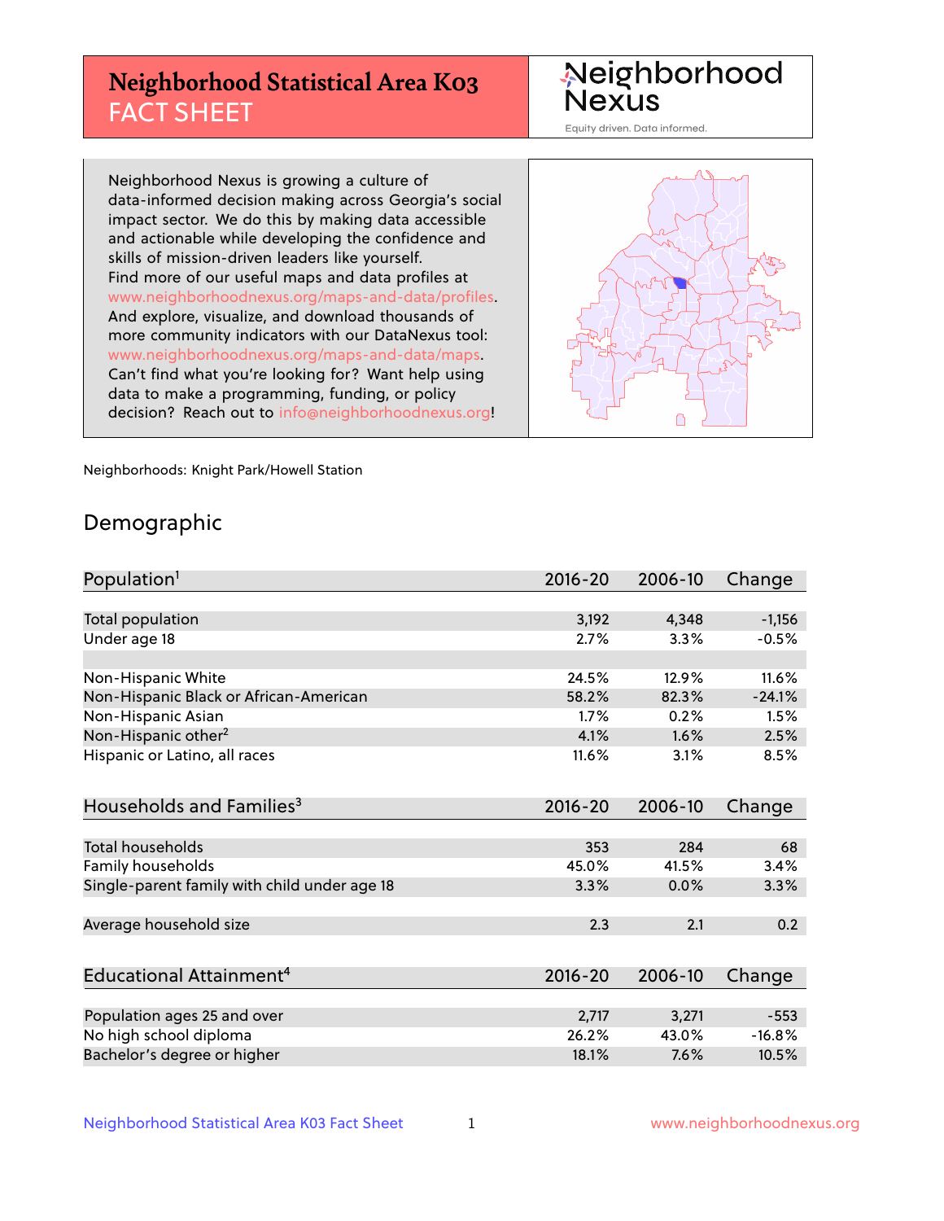# Neighborhood Statistical Area K03 FACT SHEET

Neighborhood Nexus

Equity driven. Data informed.

Neighborhood Nexus is growing a culture of data-informed decision making across Georgia's social impact sector. We do this by making data accessible and actionable while developing the confidence and skills of mission-driven leaders like yourself. Find more of our useful maps and data profiles at www.neighborhoodnexus.org/maps-and-data/profiles. And explore, visualize, and download thousands of more community indicators with our DataNexus tool: www.neighborhoodnexus.org/maps-and-data/maps. Can't find what you're looking for? Want help using data to make a programming, funding, or policy decision? Reach out to info@neighborhoodnexus.org!

Neighborhoods: Knight Park/Howell Station

## Demographic

| Population[1] | 2016-20 | 2006-10 | Change |
|---|---|---|---|
| Total population | 3,192 | 4,348 | -1,156 |
| Under age 18 | 2.7% | 3.3% | -0.5% |
| | | | |
| Non-Hispanic White | 24.5% | 12.9% | 11.6% |
| Non-Hispanic Black or African-American | 58.2% | 82.3% | -24.1% |
| Non-Hispanic Asian | 1.7% | 0.2% | 1.5% |
| Non-Hispanic other[2] | 4.1% | 1.6% | 2.5% |
| Hispanic or Latino, all races | 11.6% | 3.1% | 8.5% |

| Households and Families[3] | 2016-20 | 2006-10 | Change |
|---|---|---|---|
| Total households | 353 | 284 | 68 |
| Family households | 45.0% | 41.5% | 3.4% |
| Single-parent family with child under age 18 | 3.3% | 0.0% | 3.3% |
| | | | |
| Average household size | 2.3 | 2.1 | 0.2 |

| Educational Attainment[4] | 2016-20 | 2006-10 | Change |
|---|---|---|---|
| Population ages 25 and over | 2,717 | 3,271 | -553 |
| No high school diploma | 26.2% | 43.0% | -16.8% |
| Bachelor's degree or higher | 18.1% | 7.6% | 10.5% |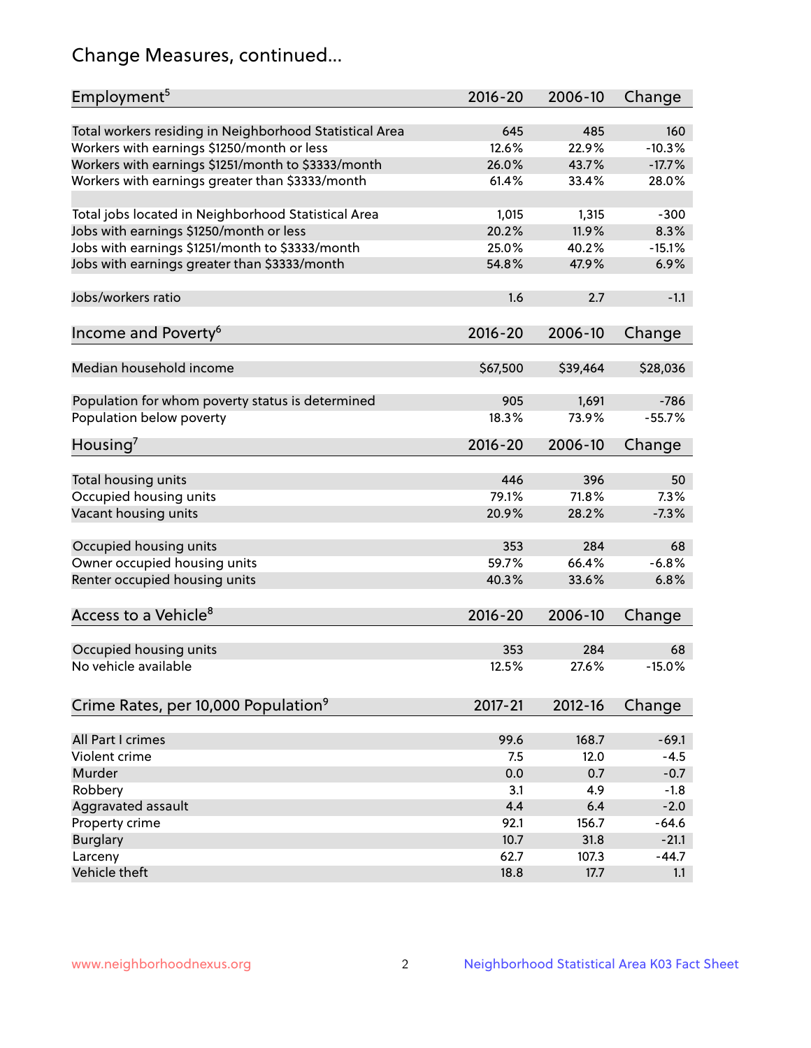# Change Measures, continued...

| Employment[5] | 2016-20 | 2006-10 | Change |
|---|---|---|---|
| Total workers residing in Neighborhood Statistical Area | 645 | 485 | 160 |
| Workers with earnings $1250/month or less | 12.6% | 22.9% | -10.3% |
| Workers with earnings $1251/month to $3333/month | 26.0% | 43.7% | -17.7% |
| Workers with earnings greater than $3333/month | 61.4% | 33.4% | 28.0% |
| | | | |
| Total jobs located in Neighborhood Statistical Area | 1,015 | 1,315 | -300 |
| Jobs with earnings $1250/month or less | 20.2% | 11.9% | 8.3% |
| Jobs with earnings $1251/month to $3333/month | 25.0% | 40.2% | -15.1% |
| Jobs with earnings greater than $3333/month | 54.8% | 47.9% | 6.9% |
| | | | |
| Jobs/workers ratio | 1.6 | 2.7 | -1.1 |

| Income and Poverty[6] | 2016-20 | 2006-10 | Change |
|---|---|---|---|
| Median household income | $67,500 | $39,464 | $28,036 |
| | | | |
| Population for whom poverty status is determined | 905 | 1,691 | -786 |
| Population below poverty | 18.3% | 73.9% | -55.7% |

| Housing[7] | 2016-20 | 2006-10 | Change |
|---|---|---|---|
| Total housing units | 446 | 396 | 50 |
| Occupied housing units | 79.1% | 71.8% | 7.3% |
| Vacant housing units | 20.9% | 28.2% | -7.3% |
| | | | |
| Occupied housing units | 353 | 284 | 68 |
| Owner occupied housing units | 59.7% | 66.4% | -6.8% |
| Renter occupied housing units | 40.3% | 33.6% | 6.8% |

| Access to a Vehicle[8] | 2016-20 | 2006-10 | Change |
|---|---|---|---|
| Occupied housing units | 353 | 284 | 68 |
| No vehicle available | 12.5% | 27.6% | -15.0% |

| Crime Rates, per 10,000 Population[9] | 2017-21 | 2012-16 | Change |
|---|---|---|---|
| All Part I crimes | 99.6 | 168.7 | -69.1 |
| Violent crime | 7.5 | 12.0 | -4.5 |
| Murder | 0.0 | 0.7 | -0.7 |
| Robbery | 3.1 | 4.9 | -1.8 |
| Aggravated assault | 4.4 | 6.4 | -2.0 |
| Property crime | 92.1 | 156.7 | -64.6 |
| Burglary | 10.7 | 31.8 | -21.1 |
| Larceny | 62.7 | 107.3 | -44.7 |
| Vehicle theft | 18.8 | 17.7 | 1.1 |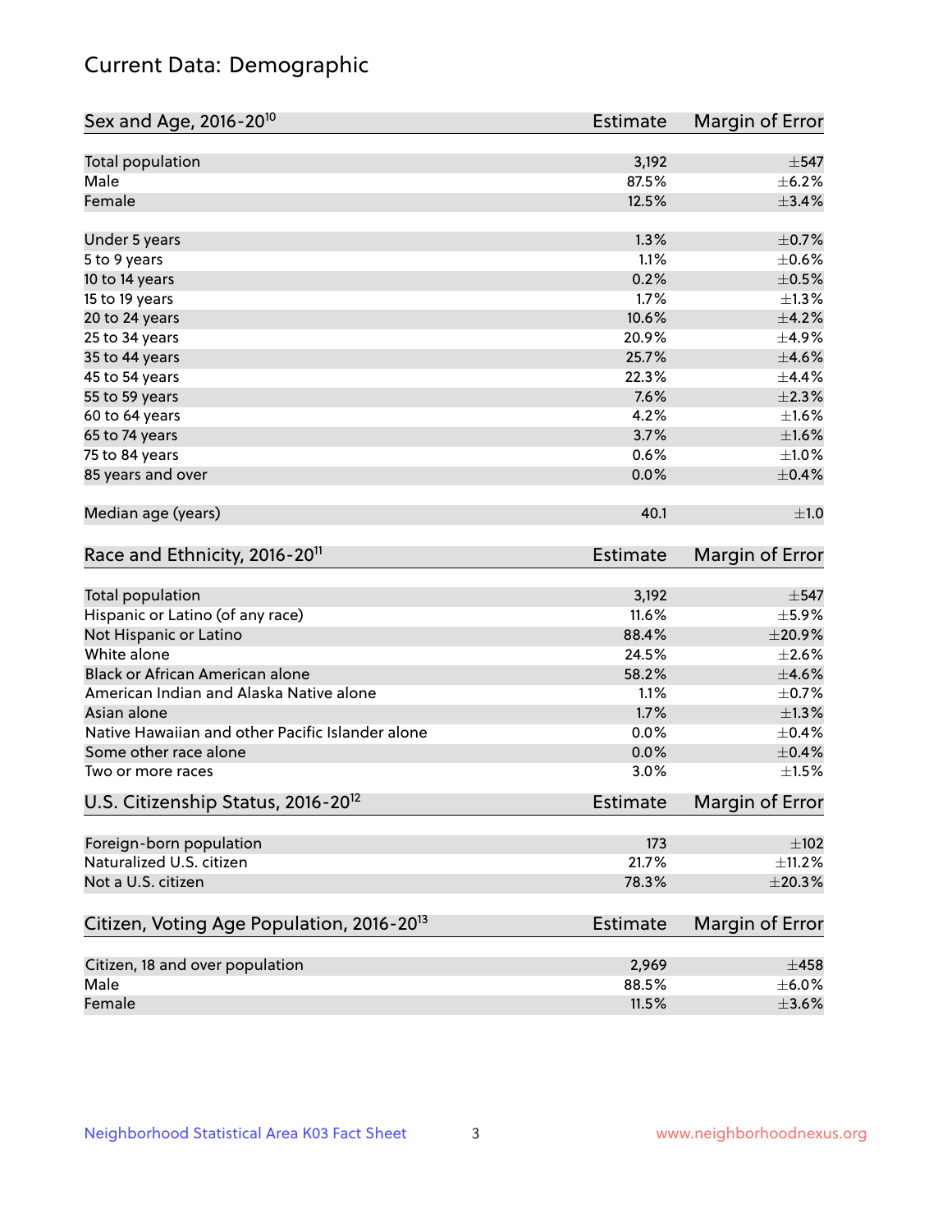# Current Data: Demographic

| Sex and Age, 2016-20[10] | Estimate | Margin of Error |
|---|---|---|
| Total population | 3,192 | ±547 |
| Male | 87.5% | ±6.2% |
| Female | 12.5% | ±3.4% |
| Under 5 years | 1.3% | ±0.7% |
| 5 to 9 years | 1.1% | ±0.6% |
| 10 to 14 years | 0.2% | ±0.5% |
| 15 to 19 years | 1.7% | ±1.3% |
| 20 to 24 years | 10.6% | ±4.2% |
| 25 to 34 years | 20.9% | ±4.9% |
| 35 to 44 years | 25.7% | ±4.6% |
| 45 to 54 years | 22.3% | ±4.4% |
| 55 to 59 years | 7.6% | ±2.3% |
| 60 to 64 years | 4.2% | ±1.6% |
| 65 to 74 years | 3.7% | ±1.6% |
| 75 to 84 years | 0.6% | ±1.0% |
| 85 years and over | 0.0% | ±0.4% |
| Median age (years) | 40.1 | ±1.0 |

| Race and Ethnicity, 2016-20[11] | Estimate | Margin of Error |
|---|---|---|
| Total population | 3,192 | ±547 |
| Hispanic or Latino (of any race) | 11.6% | ±5.9% |
| Not Hispanic or Latino | 88.4% | ±20.9% |
| White alone | 24.5% | ±2.6% |
| Black or African American alone | 58.2% | ±4.6% |
| American Indian and Alaska Native alone | 1.1% | ±0.7% |
| Asian alone | 1.7% | ±1.3% |
| Native Hawaiian and other Pacific Islander alone | 0.0% | ±0.4% |
| Some other race alone | 0.0% | ±0.4% |
| Two or more races | 3.0% | ±1.5% |

| U.S. Citizenship Status, 2016-20[12] | Estimate | Margin of Error |
|---|---|---|
| Foreign-born population | 173 | ±102 |
| Naturalized U.S. citizen | 21.7% | ±11.2% |
| Not a U.S. citizen | 78.3% | ±20.3% |

| Citizen, Voting Age Population, 2016-20[13] | Estimate | Margin of Error |
|---|---|---|
| Citizen, 18 and over population | 2,969 | ±458 |
| Male | 88.5% | ±6.0% |
| Female | 11.5% | ±3.6% |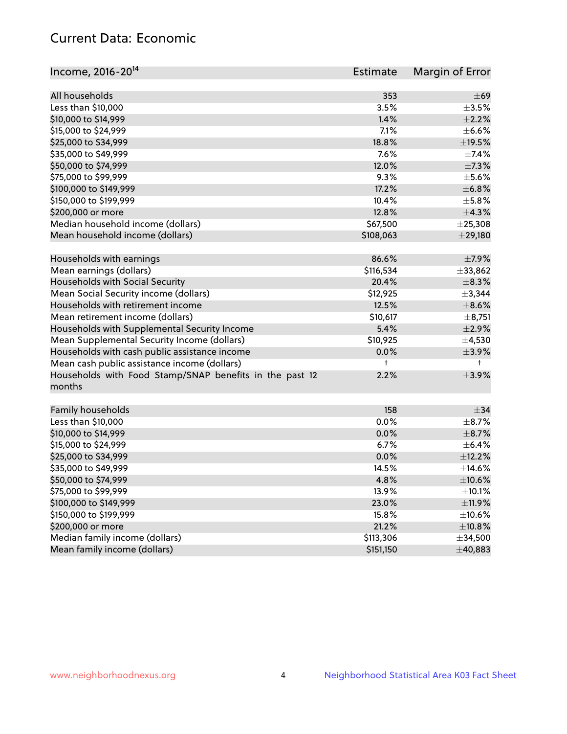## Current Data: Economic

| Income, 2016-20[14] | Estimate | Margin of Error |
|---|---|---|
| All households | 353 | ±69 |
| Less than $10,000 | 3.5% | ±3.5% |
| $10,000 to $14,999 | 1.4% | ±2.2% |
| $15,000 to $24,999 | 7.1% | ±6.6% |
| $25,000 to $34,999 | 18.8% | ±19.5% |
| $35,000 to $49,999 | 7.6% | ±7.4% |
| $50,000 to $74,999 | 12.0% | ±7.3% |
| $75,000 to $99,999 | 9.3% | ±5.6% |
| $100,000 to $149,999 | 17.2% | ±6.8% |
| $150,000 to $199,999 | 10.4% | ±5.8% |
| $200,000 or more | 12.8% | ±4.3% |
| Median household income (dollars) | $67,500 | ±25,308 |
| Mean household income (dollars) | $108,063 | ±29,180 |
| | | |
| Households with earnings | 86.6% | ±7.9% |
| Mean earnings (dollars) | $116,534 | ±33,862 |
| Households with Social Security | 20.4% | ±8.3% |
| Mean Social Security income (dollars) | $12,925 | ±3,344 |
| Households with retirement income | 12.5% | ±8.6% |
| Mean retirement income (dollars) | $10,617 | ±8,751 |
| Households with Supplemental Security Income | 5.4% | ±2.9% |
| Mean Supplemental Security Income (dollars) | $10,925 | ±4,530 |
| Households with cash public assistance income | 0.0% | ±3.9% |
| Mean cash public assistance income (dollars) | † | † |
| Households with Food Stamp/SNAP benefits in the past 12 months | 2.2% | ±3.9% |
| | | |
| Family households | 158 | ±34 |
| Less than $10,000 | 0.0% | ±8.7% |
| $10,000 to $14,999 | 0.0% | ±8.7% |
| $15,000 to $24,999 | 6.7% | ±6.4% |
| $25,000 to $34,999 | 0.0% | ±12.2% |
| $35,000 to $49,999 | 14.5% | ±14.6% |
| $50,000 to $74,999 | 4.8% | ±10.6% |
| $75,000 to $99,999 | 13.9% | ±10.1% |
| $100,000 to $149,999 | 23.0% | ±11.9% |
| $150,000 to $199,999 | 15.8% | ±10.6% |
| $200,000 or more | 21.2% | ±10.8% |
| Median family income (dollars) | $113,306 | ±34,500 |
| Mean family income (dollars) | $151,150 | ±40,883 |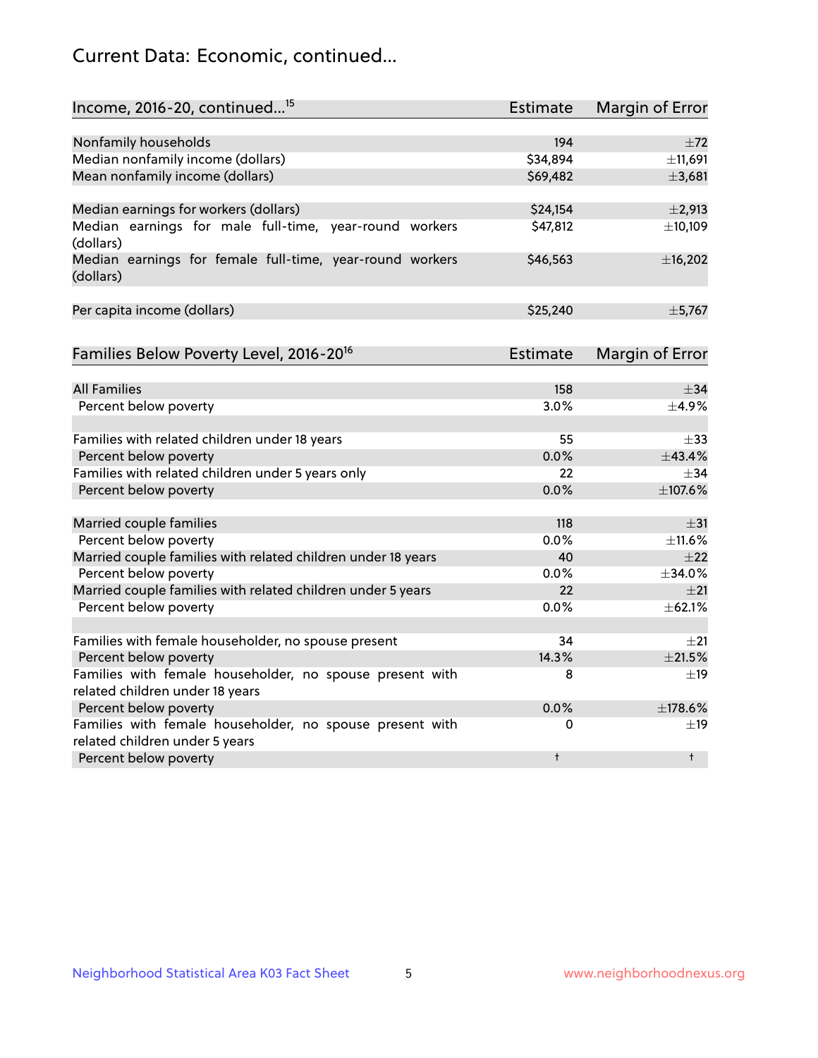# Current Data: Economic, continued...

| Income, 2016-20, continued...[15] | Estimate | Margin of Error |
|---|---|---|
| Nonfamily households | 194 | ±72 |
| Median nonfamily income (dollars) | $34,894 | ±11,691 |
| Mean nonfamily income (dollars) | $69,482 | ±3,681 |
| | | |
| Median earnings for workers (dollars) | $24,154 | ±2,913 |
| Median earnings for male full-time, year-round workers (dollars) | $47,812 | ±10,109 |
| Median earnings for female full-time, year-round workers (dollars) | $46,563 | ±16,202 |
| | | |
| Per capita income (dollars) | $25,240 | ±5,767 |

| Families Below Poverty Level, 2016-20[16] | Estimate | Margin of Error |
|---|---|---|
| All Families | 158 | ±34 |
| Percent below poverty | 3.0% | ±4.9% |
| | | |
| Families with related children under 18 years | 55 | ±33 |
| Percent below poverty | 0.0% | ±43.4% |
| Families with related children under 5 years only | 22 | ±34 |
| Percent below poverty | 0.0% | ±107.6% |
| | | |
| Married couple families | 118 | ±31 |
| Percent below poverty | 0.0% | ±11.6% |
| Married couple families with related children under 18 years | 40 | ±22 |
| Percent below poverty | 0.0% | ±34.0% |
| Married couple families with related children under 5 years | 22 | ±21 |
| Percent below poverty | 0.0% | ±62.1% |
| | | |
| Families with female householder, no spouse present | 34 | ±21 |
| Percent below poverty | 14.3% | ±21.5% |
| Families with female householder, no spouse present with related children under 18 years | 8 | ±19 |
| Percent below poverty | 0.0% | ±178.6% |
| Families with female householder, no spouse present with related children under 5 years | 0 | ±19 |
| Percent below poverty | † | † |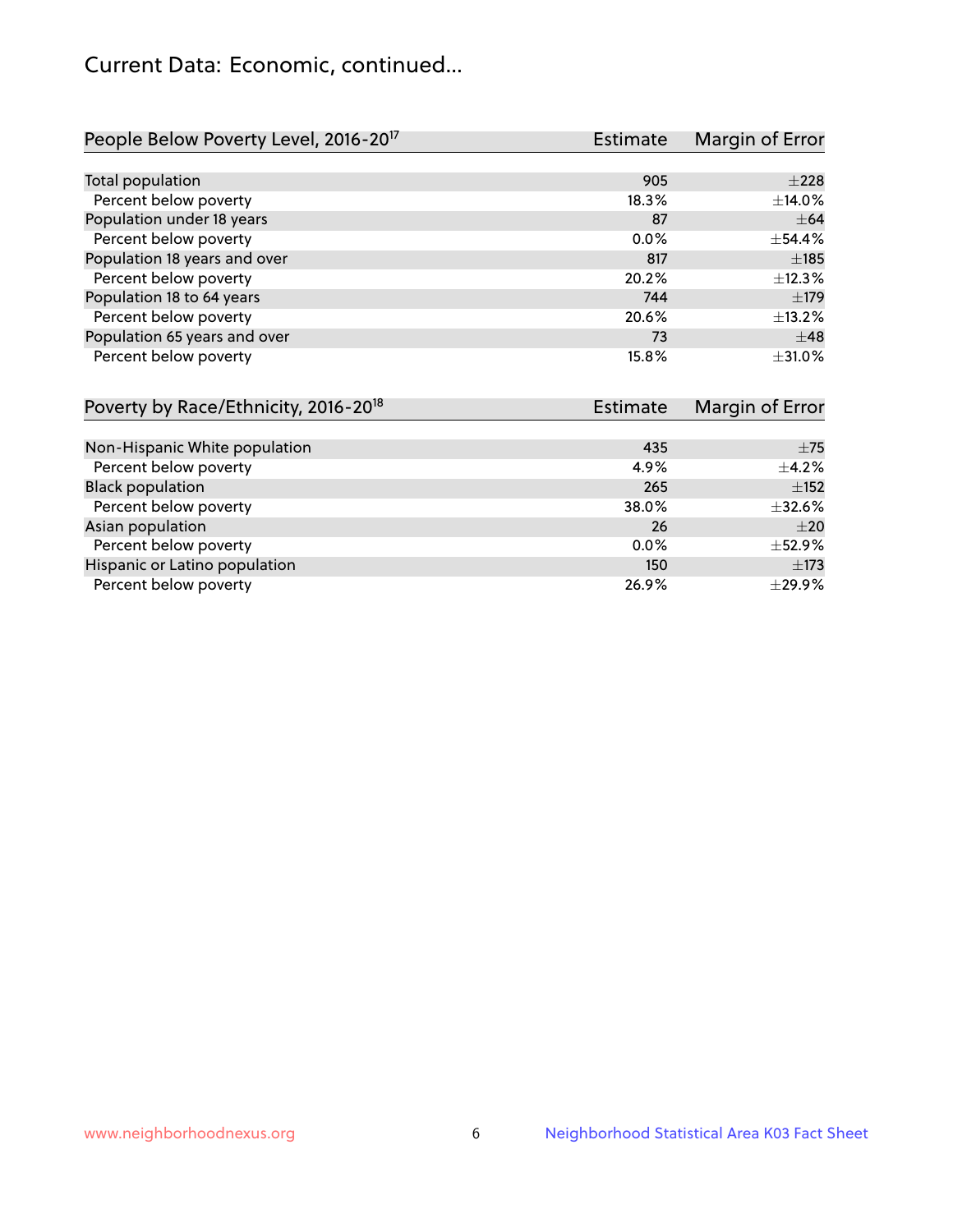# Current Data: Economic, continued...

| People Below Poverty Level, 2016-20[17] | Estimate | Margin of Error |
|---|---|---|
| Total population | 905 | ±228 |
| Percent below poverty | 18.3% | ±14.0% |
| Population under 18 years | 87 | ±64 |
| Percent below poverty | 0.0% | ±54.4% |
| Population 18 years and over | 817 | ±185 |
| Percent below poverty | 20.2% | ±12.3% |
| Population 18 to 64 years | 744 | ±179 |
| Percent below poverty | 20.6% | ±13.2% |
| Population 65 years and over | 73 | ±48 |
| Percent below poverty | 15.8% | ±31.0% |

| Poverty by Race/Ethnicity, 2016-20[18] | Estimate | Margin of Error |
|---|---|---|
| Non-Hispanic White population | 435 | ±75 |
| Percent below poverty | 4.9% | ±4.2% |
| Black population | 265 | ±152 |
| Percent below poverty | 38.0% | ±32.6% |
| Asian population | 26 | ±20 |
| Percent below poverty | 0.0% | ±52.9% |
| Hispanic or Latino population | 150 | ±173 |
| Percent below poverty | 26.9% | ±29.9% |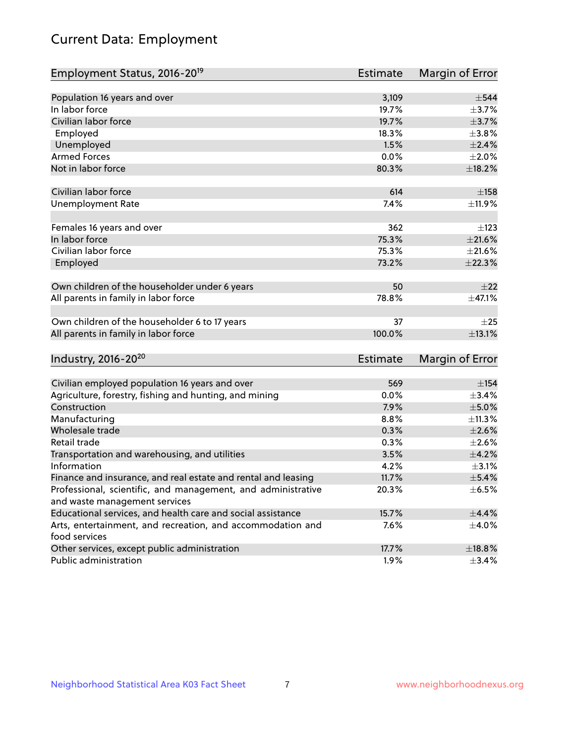# Current Data: Employment

| Employment Status, 2016-20[19] | Estimate | Margin of Error |
|---|---|---|
| Population 16 years and over | 3,109 | ±544 |
| In labor force | 19.7% | ±3.7% |
| Civilian labor force | 19.7% | ±3.7% |
| Employed | 18.3% | ±3.8% |
| Unemployed | 1.5% | ±2.4% |
| Armed Forces | 0.0% | ±2.0% |
| Not in labor force | 80.3% | ±18.2% |
| | | |
| Civilian labor force | 614 | ±158 |
| Unemployment Rate | 7.4% | ±11.9% |
| | | |
| Females 16 years and over | 362 | ±123 |
| In labor force | 75.3% | ±21.6% |
| Civilian labor force | 75.3% | ±21.6% |
| Employed | 73.2% | ±22.3% |
| | | |
| Own children of the householder under 6 years | 50 | ±22 |
| All parents in family in labor force | 78.8% | ±47.1% |
| | | |
| Own children of the householder 6 to 17 years | 37 | ±25 |
| All parents in family in labor force | 100.0% | ±13.1% |

| Industry, 2016-20[20] | Estimate | Margin of Error |
|---|---|---|
| Civilian employed population 16 years and over | 569 | ±154 |
| Agriculture, forestry, fishing and hunting, and mining | 0.0% | ±3.4% |
| Construction | 7.9% | ±5.0% |
| Manufacturing | 8.8% | ±11.3% |
| Wholesale trade | 0.3% | ±2.6% |
| Retail trade | 0.3% | ±2.6% |
| Transportation and warehousing, and utilities | 3.5% | ±4.2% |
| Information | 4.2% | ±3.1% |
| Finance and insurance, and real estate and rental and leasing | 11.7% | ±5.4% |
| Professional, scientific, and management, and administrative and waste management services | 20.3% | ±6.5% |
| Educational services, and health care and social assistance | 15.7% | ±4.4% |
| Arts, entertainment, and recreation, and accommodation and food services | 7.6% | ±4.0% |
| Other services, except public administration | 17.7% | ±18.8% |
| Public administration | 1.9% | ±3.4% |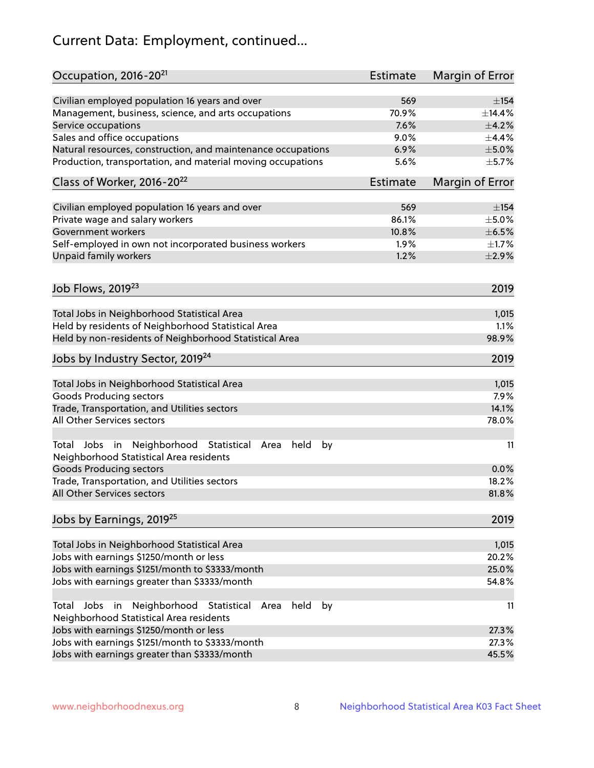# Current Data: Employment, continued...

| Occupation, 2016-20[21] | Estimate | Margin of Error |
| --- | --- | --- |
| Civilian employed population 16 years and over | 569 | ±154 |
| Management, business, science, and arts occupations | 70.9% | ±14.4% |
| Service occupations | 7.6% | ±4.2% |
| Sales and office occupations | 9.0% | ±4.4% |
| Natural resources, construction, and maintenance occupations | 6.9% | ±5.0% |
| Production, transportation, and material moving occupations | 5.6% | ±5.7% |

| Class of Worker, 2016-20[22] | Estimate | Margin of Error |
| --- | --- | --- |
| Civilian employed population 16 years and over | 569 | ±154 |
| Private wage and salary workers | 86.1% | ±5.0% |
| Government workers | 10.8% | ±6.5% |
| Self-employed in own not incorporated business workers | 1.9% | ±1.7% |
| Unpaid family workers | 1.2% | ±2.9% |

| Job Flows, 2019[23] | 2019 |
| --- | --- |
| Total Jobs in Neighborhood Statistical Area | 1,015 |
| Held by residents of Neighborhood Statistical Area | 1.1% |
| Held by non-residents of Neighborhood Statistical Area | 98.9% |

| Jobs by Industry Sector, 2019[24] | 2019 |
| --- | --- |
| Total Jobs in Neighborhood Statistical Area | 1,015 |
| Goods Producing sectors | 7.9% |
| Trade, Transportation, and Utilities sectors | 14.1% |
| All Other Services sectors | 78.0% |
| | |
| Total Jobs in Neighborhood Statistical Area held by Neighborhood Statistical Area residents | 11 |
| Goods Producing sectors | 0.0% |
| Trade, Transportation, and Utilities sectors | 18.2% |
| All Other Services sectors | 81.8% |

| Jobs by Earnings, 2019[25] | 2019 |
| --- | --- |
| Total Jobs in Neighborhood Statistical Area | 1,015 |
| Jobs with earnings $1250/month or less | 20.2% |
| Jobs with earnings $1251/month to $3333/month | 25.0% |
| Jobs with earnings greater than $3333/month | 54.8% |
| | |
| Total Jobs in Neighborhood Statistical Area held by Neighborhood Statistical Area residents | 11 |
| Jobs with earnings $1250/month or less | 27.3% |
| Jobs with earnings $1251/month to $3333/month | 27.3% |
| Jobs with earnings greater than $3333/month | 45.5% |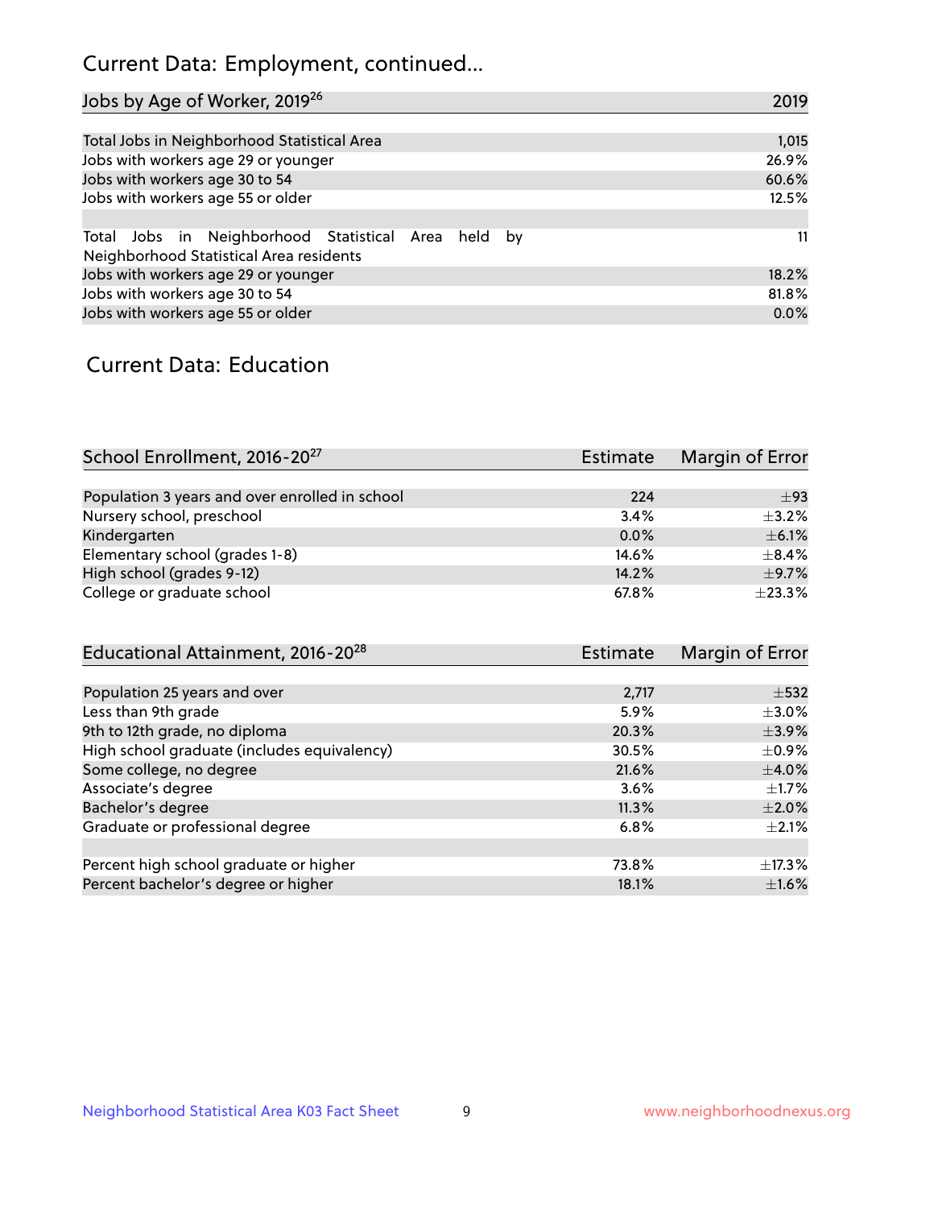## Current Data: Employment, continued...

| Jobs by Age of Worker, 2019[26] | 2019 |
|---|---|
| Total Jobs in Neighborhood Statistical Area | 1,015 |
| Jobs with workers age 29 or younger | 26.9% |
| Jobs with workers age 30 to 54 | 60.6% |
| Jobs with workers age 55 or older | 12.5% |
| | |
| Total Jobs in Neighborhood Statistical Area held by Neighborhood Statistical Area residents | 11 |
| Jobs with workers age 29 or younger | 18.2% |
| Jobs with workers age 30 to 54 | 81.8% |
| Jobs with workers age 55 or older | 0.0% |

## Current Data: Education

| School Enrollment, 2016-20[27] | Estimate | Margin of Error |
|---|---|---|
| Population 3 years and over enrolled in school | 224 | ±93 |
| Nursery school, preschool | 3.4% | ±3.2% |
| Kindergarten | 0.0% | ±6.1% |
| Elementary school (grades 1-8) | 14.6% | ±8.4% |
| High school (grades 9-12) | 14.2% | ±9.7% |
| College or graduate school | 67.8% | ±23.3% |

| Educational Attainment, 2016-20[28] | Estimate | Margin of Error |
|---|---|---|
| Population 25 years and over | 2,717 | ±532 |
| Less than 9th grade | 5.9% | ±3.0% |
| 9th to 12th grade, no diploma | 20.3% | ±3.9% |
| High school graduate (includes equivalency) | 30.5% | ±0.9% |
| Some college, no degree | 21.6% | ±4.0% |
| Associate's degree | 3.6% | ±1.7% |
| Bachelor's degree | 11.3% | ±2.0% |
| Graduate or professional degree | 6.8% | ±2.1% |
| | | |
| Percent high school graduate or higher | 73.8% | ±17.3% |
| Percent bachelor's degree or higher | 18.1% | ±1.6% |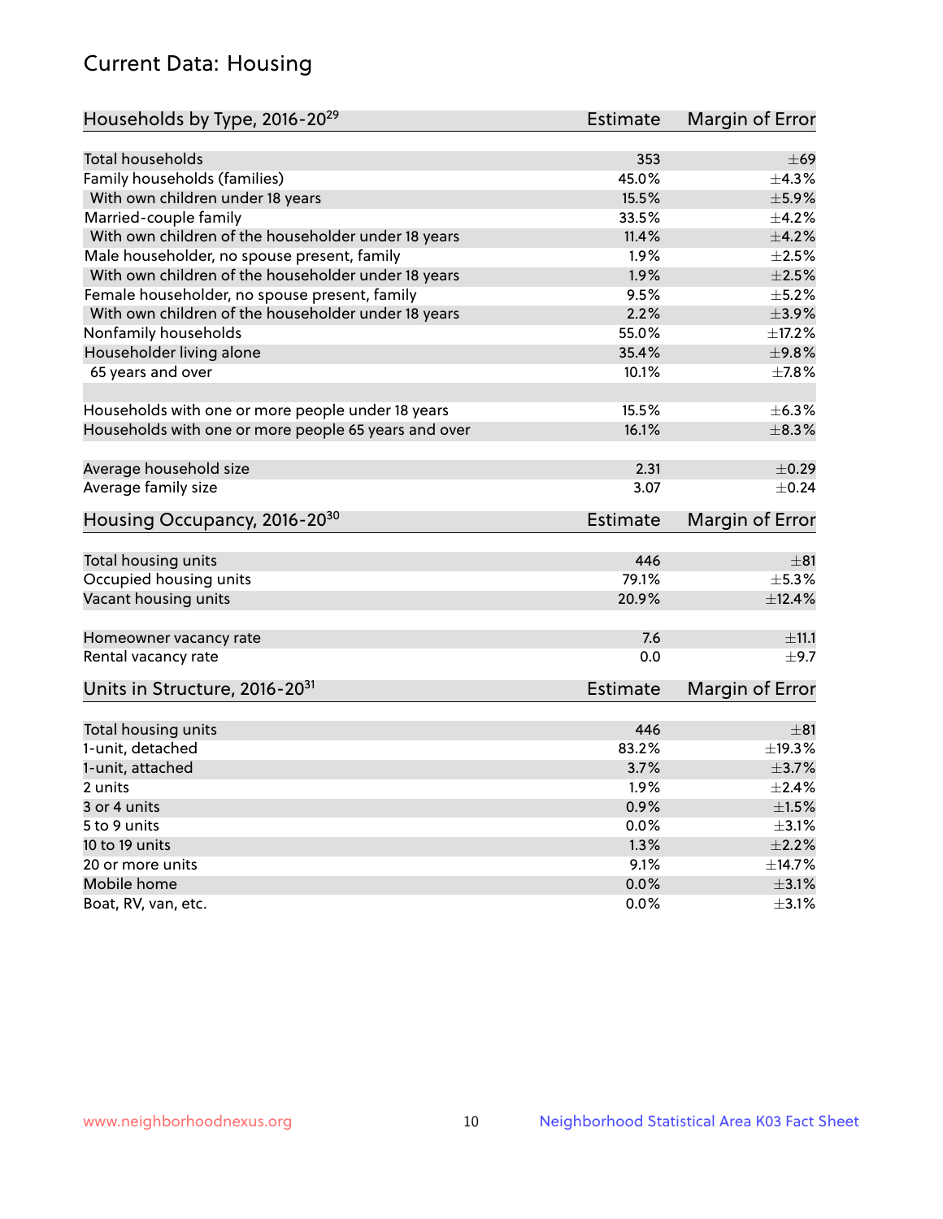## Current Data: Housing

| Households by Type, 2016-20[29] | Estimate | Margin of Error |
|---|---|---|
| Total households | 353 | ±69 |
| Family households (families) | 45.0% | ±4.3% |
| With own children under 18 years | 15.5% | ±5.9% |
| Married-couple family | 33.5% | ±4.2% |
| With own children of the householder under 18 years | 11.4% | ±4.2% |
| Male householder, no spouse present, family | 1.9% | ±2.5% |
| With own children of the householder under 18 years | 1.9% | ±2.5% |
| Female householder, no spouse present, family | 9.5% | ±5.2% |
| With own children of the householder under 18 years | 2.2% | ±3.9% |
| Nonfamily households | 55.0% | ±17.2% |
| Householder living alone | 35.4% | ±9.8% |
| 65 years and over | 10.1% | ±7.8% |
| | | |
| Households with one or more people under 18 years | 15.5% | ±6.3% |
| Households with one or more people 65 years and over | 16.1% | ±8.3% |
| | | |
| Average household size | 2.31 | ±0.29 |
| Average family size | 3.07 | ±0.24 |

| Housing Occupancy, 2016-20[30] | Estimate | Margin of Error |
|---|---|---|
| Total housing units | 446 | ±81 |
| Occupied housing units | 79.1% | ±5.3% |
| Vacant housing units | 20.9% | ±12.4% |
| | | |
| Homeowner vacancy rate | 7.6 | ±11.1 |
| Rental vacancy rate | 0.0 | ±9.7 |

| Units in Structure, 2016-20[31] | Estimate | Margin of Error |
|---|---|---|
| Total housing units | 446 | ±81 |
| 1-unit, detached | 83.2% | ±19.3% |
| 1-unit, attached | 3.7% | ±3.7% |
| 2 units | 1.9% | ±2.4% |
| 3 or 4 units | 0.9% | ±1.5% |
| 5 to 9 units | 0.0% | ±3.1% |
| 10 to 19 units | 1.3% | ±2.2% |
| 20 or more units | 9.1% | ±14.7% |
| Mobile home | 0.0% | ±3.1% |
| Boat, RV, van, etc. | 0.0% | ±3.1% |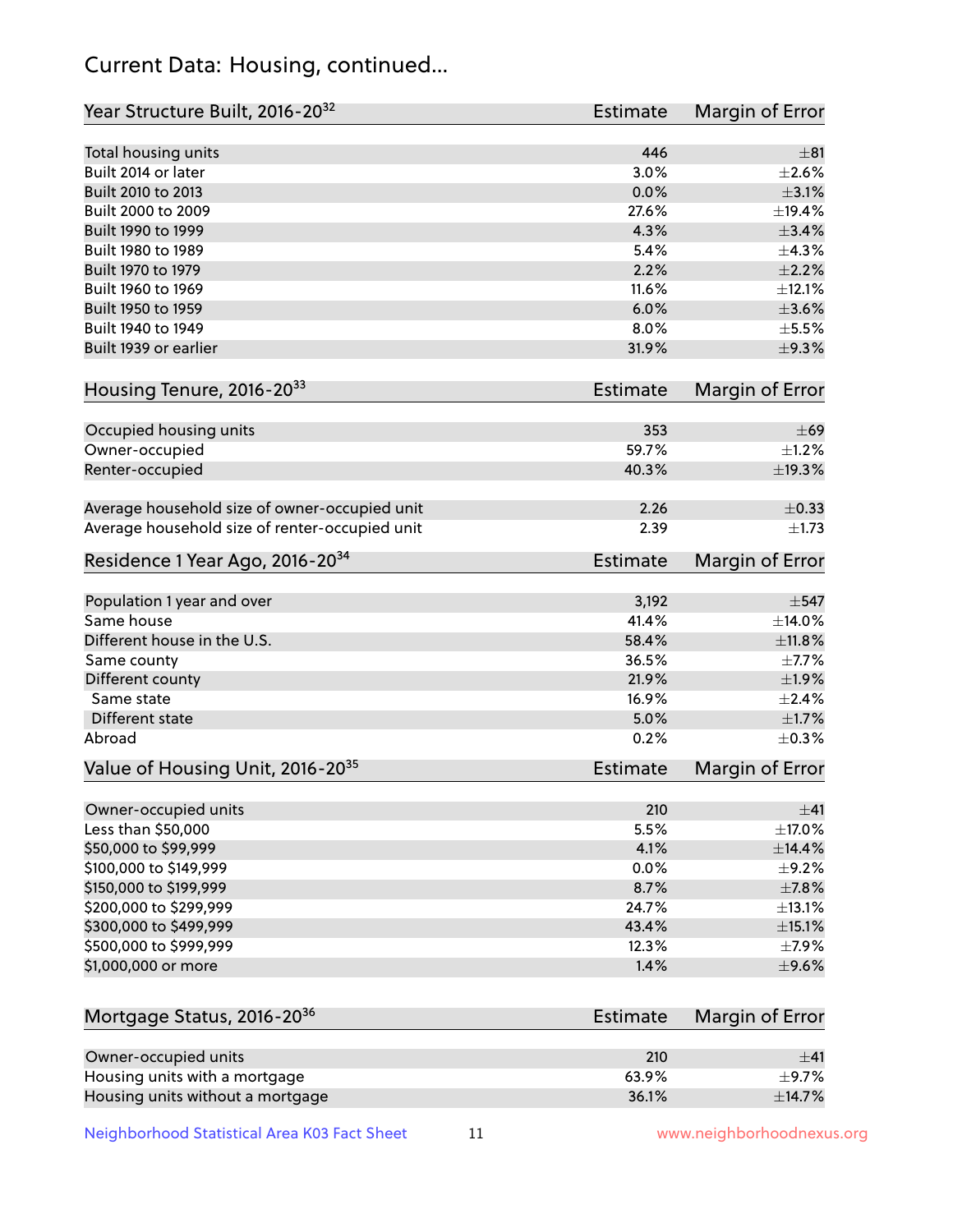# Current Data: Housing, continued...

| Year Structure Built, 2016-20[32] | Estimate | Margin of Error |
|---|---|---|
| Total housing units | 446 | ±81 |
| Built 2014 or later | 3.0% | ±2.6% |
| Built 2010 to 2013 | 0.0% | ±3.1% |
| Built 2000 to 2009 | 27.6% | ±19.4% |
| Built 1990 to 1999 | 4.3% | ±3.4% |
| Built 1980 to 1989 | 5.4% | ±4.3% |
| Built 1970 to 1979 | 2.2% | ±2.2% |
| Built 1960 to 1969 | 11.6% | ±12.1% |
| Built 1950 to 1959 | 6.0% | ±3.6% |
| Built 1940 to 1949 | 8.0% | ±5.5% |
| Built 1939 or earlier | 31.9% | ±9.3% |

| Housing Tenure, 2016-20[33] | Estimate | Margin of Error |
|---|---|---|
| Occupied housing units | 353 | ±69 |
| Owner-occupied | 59.7% | ±1.2% |
| Renter-occupied | 40.3% | ±19.3% |
| Average household size of owner-occupied unit | 2.26 | ±0.33 |
| Average household size of renter-occupied unit | 2.39 | ±1.73 |

| Residence 1 Year Ago, 2016-20[34] | Estimate | Margin of Error |
|---|---|---|
| Population 1 year and over | 3,192 | ±547 |
| Same house | 41.4% | ±14.0% |
| Different house in the U.S. | 58.4% | ±11.8% |
| Same county | 36.5% | ±7.7% |
| Different county | 21.9% | ±1.9% |
| Same state | 16.9% | ±2.4% |
| Different state | 5.0% | ±1.7% |
| Abroad | 0.2% | ±0.3% |

| Value of Housing Unit, 2016-20[35] | Estimate | Margin of Error |
|---|---|---|
| Owner-occupied units | 210 | ±41 |
| Less than $50,000 | 5.5% | ±17.0% |
| $50,000 to $99,999 | 4.1% | ±14.4% |
| $100,000 to $149,999 | 0.0% | ±9.2% |
| $150,000 to $199,999 | 8.7% | ±7.8% |
| $200,000 to $299,999 | 24.7% | ±13.1% |
| $300,000 to $499,999 | 43.4% | ±15.1% |
| $500,000 to $999,999 | 12.3% | ±7.9% |
| $1,000,000 or more | 1.4% | ±9.6% |

| Mortgage Status, 2016-20[36] | Estimate | Margin of Error |
|---|---|---|
| Owner-occupied units | 210 | ±41 |
| Housing units with a mortgage | 63.9% | ±9.7% |
| Housing units without a mortgage | 36.1% | ±14.7% |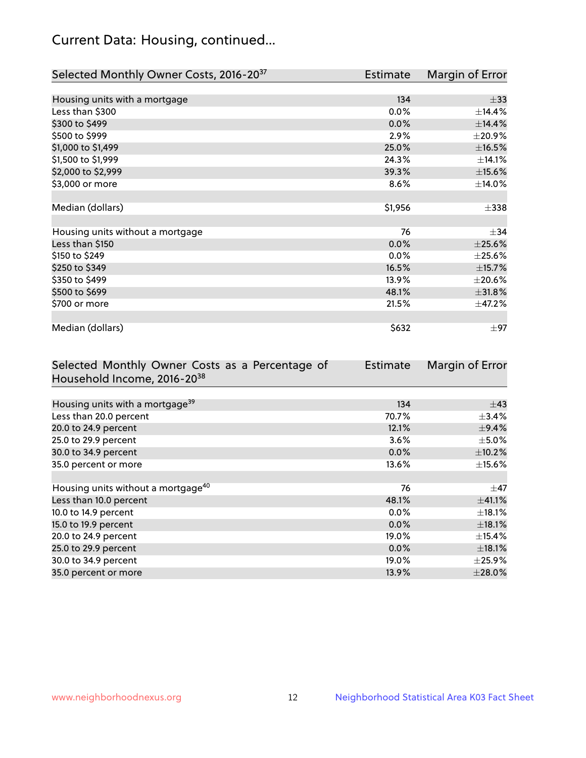# Current Data: Housing, continued...

| Selected Monthly Owner Costs, 2016-20[37] | Estimate | Margin of Error |
|---|---|---|
| Housing units with a mortgage | 134 | ±33 |
| Less than $300 | 0.0% | ±14.4% |
| $300 to $499 | 0.0% | ±14.4% |
| $500 to $999 | 2.9% | ±20.9% |
| $1,000 to $1,499 | 25.0% | ±16.5% |
| $1,500 to $1,999 | 24.3% | ±14.1% |
| $2,000 to $2,999 | 39.3% | ±15.6% |
| $3,000 or more | 8.6% | ±14.0% |
| | | |
| Median (dollars) | $1,956 | ±338 |
| | | |
| Housing units without a mortgage | 76 | ±34 |
| Less than $150 | 0.0% | ±25.6% |
| $150 to $249 | 0.0% | ±25.6% |
| $250 to $349 | 16.5% | ±15.7% |
| $350 to $499 | 13.9% | ±20.6% |
| $500 to $699 | 48.1% | ±31.8% |
| $700 or more | 21.5% | ±47.2% |
| | | |
| Median (dollars) | $632 | ±97 |

| Selected Monthly Owner Costs as a Percentage of Household Income, 2016-20[38] | Estimate | Margin of Error |
|---|---|---|
| Housing units with a mortgage[39] | 134 | ±43 |
| Less than 20.0 percent | 70.7% | ±3.4% |
| 20.0 to 24.9 percent | 12.1% | ±9.4% |
| 25.0 to 29.9 percent | 3.6% | ±5.0% |
| 30.0 to 34.9 percent | 0.0% | ±10.2% |
| 35.0 percent or more | 13.6% | ±15.6% |
| | | |
| Housing units without a mortgage[40] | 76 | ±47 |
| Less than 10.0 percent | 48.1% | ±41.1% |
| 10.0 to 14.9 percent | 0.0% | ±18.1% |
| 15.0 to 19.9 percent | 0.0% | ±18.1% |
| 20.0 to 24.9 percent | 19.0% | ±15.4% |
| 25.0 to 29.9 percent | 0.0% | ±18.1% |
| 30.0 to 34.9 percent | 19.0% | ±25.9% |
| 35.0 percent or more | 13.9% | ±28.0% |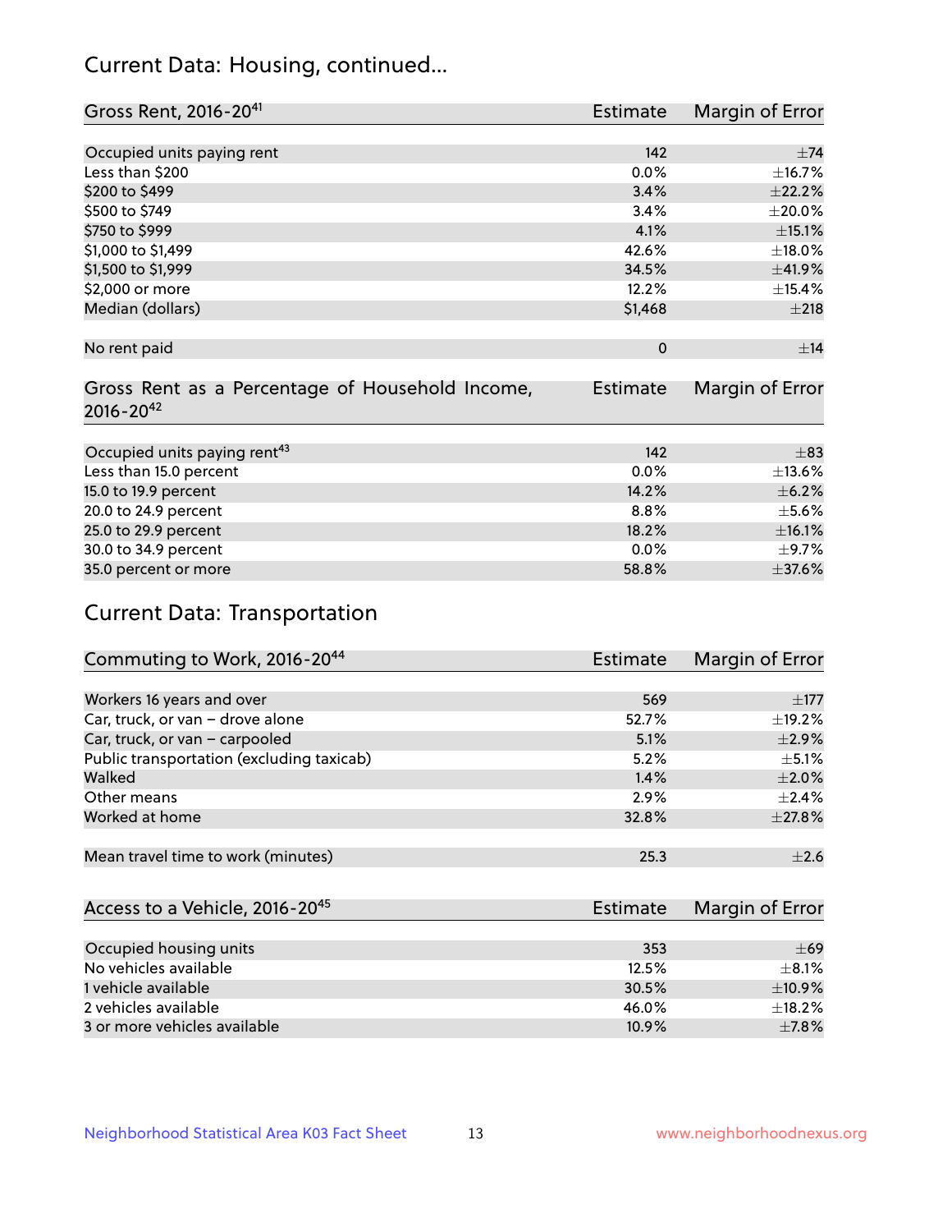## Current Data: Housing, continued...

| Gross Rent, 2016-20[41] | Estimate | Margin of Error |
|---|---|---|
| Occupied units paying rent | 142 | ±74 |
| Less than $200 | 0.0% | ±16.7% |
| $200 to $499 | 3.4% | ±22.2% |
| $500 to $749 | 3.4% | ±20.0% |
| $750 to $999 | 4.1% | ±15.1% |
| $1,000 to $1,499 | 42.6% | ±18.0% |
| $1,500 to $1,999 | 34.5% | ±41.9% |
| $2,000 or more | 12.2% | ±15.4% |
| Median (dollars) | $1,468 | ±218 |
| No rent paid | 0 | ±14 |

| Gross Rent as a Percentage of Household Income, 2016-20[42] | Estimate | Margin of Error |
|---|---|---|
| Occupied units paying rent[43] | 142 | ±83 |
| Less than 15.0 percent | 0.0% | ±13.6% |
| 15.0 to 19.9 percent | 14.2% | ±6.2% |
| 20.0 to 24.9 percent | 8.8% | ±5.6% |
| 25.0 to 29.9 percent | 18.2% | ±16.1% |
| 30.0 to 34.9 percent | 0.0% | ±9.7% |
| 35.0 percent or more | 58.8% | ±37.6% |

## Current Data: Transportation

| Commuting to Work, 2016-20[44] | Estimate | Margin of Error |
|---|---|---|
| Workers 16 years and over | 569 | ±177 |
| Car, truck, or van – drove alone | 52.7% | ±19.2% |
| Car, truck, or van – carpooled | 5.1% | ±2.9% |
| Public transportation (excluding taxicab) | 5.2% | ±5.1% |
| Walked | 1.4% | ±2.0% |
| Other means | 2.9% | ±2.4% |
| Worked at home | 32.8% | ±27.8% |
| Mean travel time to work (minutes) | 25.3 | ±2.6 |

| Access to a Vehicle, 2016-20[45] | Estimate | Margin of Error |
|---|---|---|
| Occupied housing units | 353 | ±69 |
| No vehicles available | 12.5% | ±8.1% |
| 1 vehicle available | 30.5% | ±10.9% |
| 2 vehicles available | 46.0% | ±18.2% |
| 3 or more vehicles available | 10.9% | ±7.8% |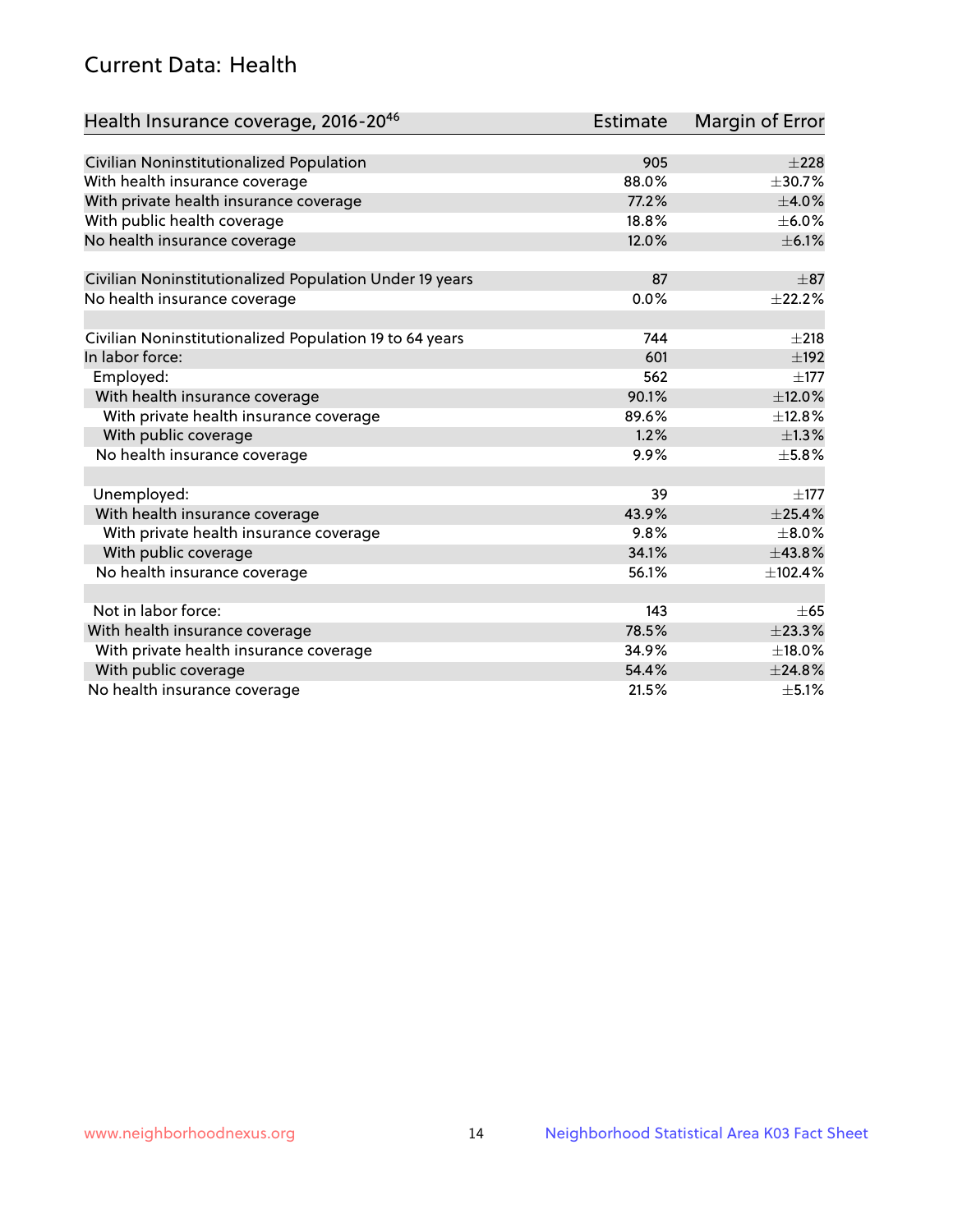## Current Data: Health

| Health Insurance coverage, 2016-20[46] | Estimate | Margin of Error |
|---|---|---|
| Civilian Noninstitutionalized Population | 905 | ±228 |
| With health insurance coverage | 88.0% | ±30.7% |
| With private health insurance coverage | 77.2% | ±4.0% |
| With public health coverage | 18.8% | ±6.0% |
| No health insurance coverage | 12.0% | ±6.1% |
| | | |
| Civilian Noninstitutionalized Population Under 19 years | 87 | ±87 |
| No health insurance coverage | 0.0% | ±22.2% |
| | | |
| Civilian Noninstitutionalized Population 19 to 64 years | 744 | ±218 |
| In labor force: | 601 | ±192 |
| Employed: | 562 | ±177 |
| With health insurance coverage | 90.1% | ±12.0% |
| With private health insurance coverage | 89.6% | ±12.8% |
| With public coverage | 1.2% | ±1.3% |
| No health insurance coverage | 9.9% | ±5.8% |
| | | |
| Unemployed: | 39 | ±177 |
| With health insurance coverage | 43.9% | ±25.4% |
| With private health insurance coverage | 9.8% | ±8.0% |
| With public coverage | 34.1% | ±43.8% |
| No health insurance coverage | 56.1% | ±102.4% |
| | | |
| Not in labor force: | 143 | ±65 |
| With health insurance coverage | 78.5% | ±23.3% |
| With private health insurance coverage | 34.9% | ±18.0% |
| With public coverage | 54.4% | ±24.8% |
| No health insurance coverage | 21.5% | ±5.1% |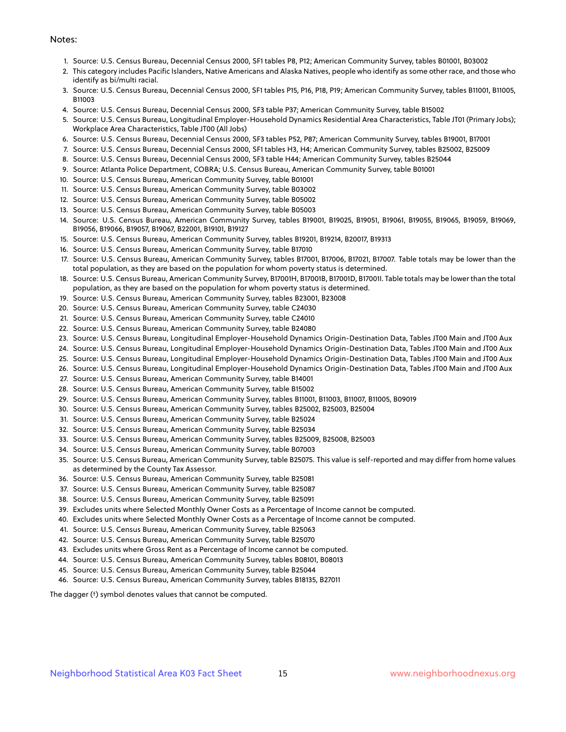Notes:

1. Source: U.S. Census Bureau, Decennial Census 2000, SF1 tables P8, P12; American Community Survey, tables B01001, B03002
2. This category includes Pacific Islanders, Native Americans and Alaska Natives, people who identify as some other race, and those who identify as bi/multi racial.
3. Source: U.S. Census Bureau, Decennial Census 2000, SF1 tables P15, P16, P18, P19; American Community Survey, tables B11001, B11005, B11003
4. Source: U.S. Census Bureau, Decennial Census 2000, SF3 table P37; American Community Survey, table B15002
5. Source: U.S. Census Bureau, Longitudinal Employer-Household Dynamics Residential Area Characteristics, Table JT01 (Primary Jobs); Workplace Area Characteristics, Table JT00 (All Jobs)
6. Source: U.S. Census Bureau, Decennial Census 2000, SF3 tables P52, P87; American Community Survey, tables B19001, B17001
7. Source: U.S. Census Bureau, Decennial Census 2000, SF1 tables H3, H4; American Community Survey, tables B25002, B25009
8. Source: U.S. Census Bureau, Decennial Census 2000, SF3 table H44; American Community Survey, tables B25044
9. Source: Atlanta Police Department, COBRA; U.S. Census Bureau, American Community Survey, table B01001
10. Source: U.S. Census Bureau, American Community Survey, table B01001
11. Source: U.S. Census Bureau, American Community Survey, table B03002
12. Source: U.S. Census Bureau, American Community Survey, table B05002
13. Source: U.S. Census Bureau, American Community Survey, table B05003
14. Source: U.S. Census Bureau, American Community Survey, tables B19001, B19025, B19051, B19061, B19055, B19065, B19059, B19069, B19056, B19066, B19057, B19067, B22001, B19101, B19127
15. Source: U.S. Census Bureau, American Community Survey, tables B19201, B19214, B20017, B19313
16. Source: U.S. Census Bureau, American Community Survey, table B17010
17. Source: U.S. Census Bureau, American Community Survey, tables B17001, B17006, B17021, B17007. Table totals may be lower than the total population, as they are based on the population for whom poverty status is determined.
18. Source: U.S. Census Bureau, American Community Survey, B17001H, B17001B, B17001D, B17001I. Table totals may be lower than the total population, as they are based on the population for whom poverty status is determined.
19. Source: U.S. Census Bureau, American Community Survey, tables B23001, B23008
20. Source: U.S. Census Bureau, American Community Survey, table C24030
21. Source: U.S. Census Bureau, American Community Survey, table C24010
22. Source: U.S. Census Bureau, American Community Survey, table B24080
23. Source: U.S. Census Bureau, Longitudinal Employer-Household Dynamics Origin-Destination Data, Tables JT00 Main and JT00 Aux
24. Source: U.S. Census Bureau, Longitudinal Employer-Household Dynamics Origin-Destination Data, Tables JT00 Main and JT00 Aux
25. Source: U.S. Census Bureau, Longitudinal Employer-Household Dynamics Origin-Destination Data, Tables JT00 Main and JT00 Aux
26. Source: U.S. Census Bureau, Longitudinal Employer-Household Dynamics Origin-Destination Data, Tables JT00 Main and JT00 Aux
27. Source: U.S. Census Bureau, American Community Survey, table B14001
28. Source: U.S. Census Bureau, American Community Survey, table B15002
29. Source: U.S. Census Bureau, American Community Survey, tables B11001, B11003, B11007, B11005, B09019
30. Source: U.S. Census Bureau, American Community Survey, tables B25002, B25003, B25004
31. Source: U.S. Census Bureau, American Community Survey, table B25024
32. Source: U.S. Census Bureau, American Community Survey, table B25034
33. Source: U.S. Census Bureau, American Community Survey, tables B25009, B25008, B25003
34. Source: U.S. Census Bureau, American Community Survey, table B07003
35. Source: U.S. Census Bureau, American Community Survey, table B25075. This value is self-reported and may differ from home values as determined by the County Tax Assessor.
36. Source: U.S. Census Bureau, American Community Survey, table B25081
37. Source: U.S. Census Bureau, American Community Survey, table B25087
38. Source: U.S. Census Bureau, American Community Survey, table B25091
39. Excludes units where Selected Monthly Owner Costs as a Percentage of Income cannot be computed.
40. Excludes units where Selected Monthly Owner Costs as a Percentage of Income cannot be computed.
41. Source: U.S. Census Bureau, American Community Survey, table B25063
42. Source: U.S. Census Bureau, American Community Survey, table B25070
43. Excludes units where Gross Rent as a Percentage of Income cannot be computed.
44. Source: U.S. Census Bureau, American Community Survey, tables B08101, B08013
45. Source: U.S. Census Bureau, American Community Survey, table B25044
46. Source: U.S. Census Bureau, American Community Survey, tables B18135, B27011

The dagger (†) symbol denotes values that cannot be computed.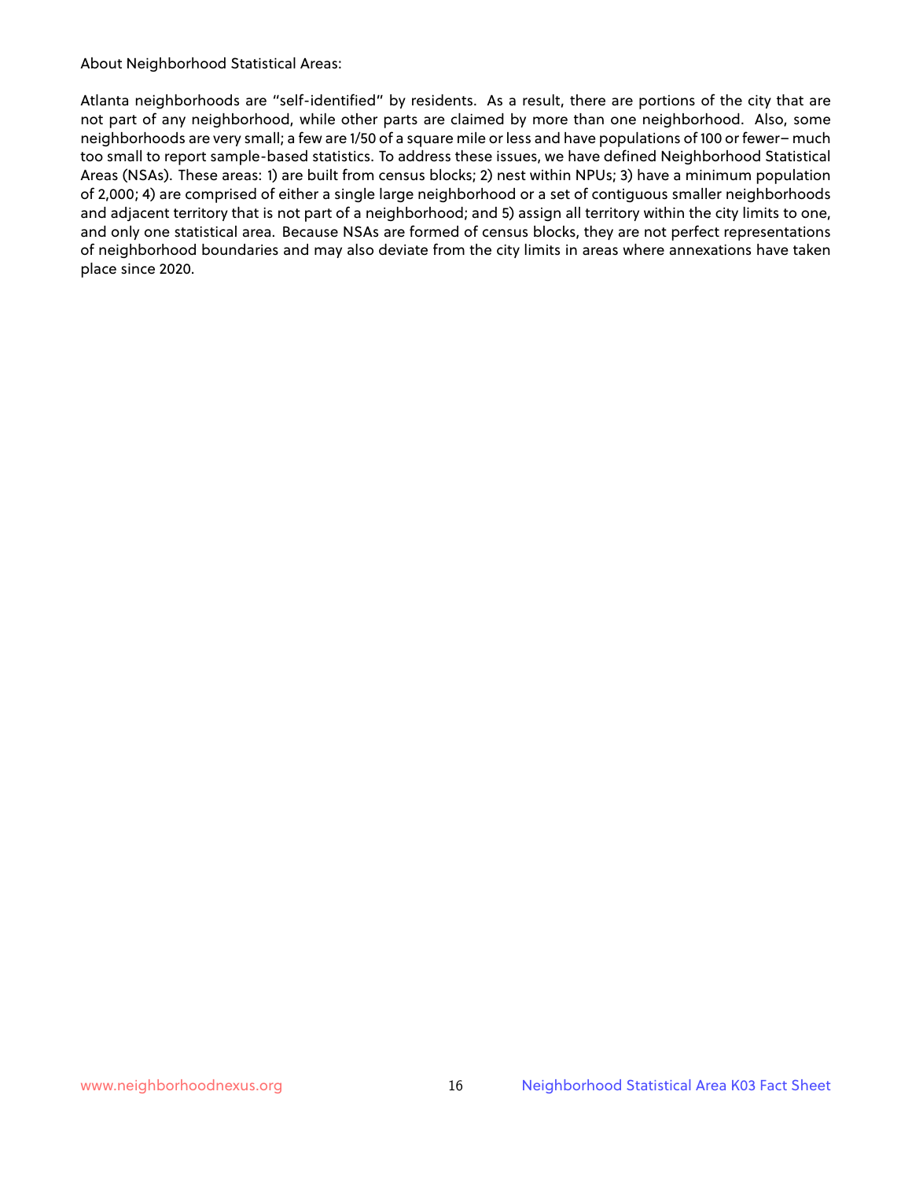About Neighborhood Statistical Areas:

Atlanta neighborhoods are "self-identified" by residents. As a result, there are portions of the city that are not part of any neighborhood, while other parts are claimed by more than one neighborhood. Also, some neighborhoods are very small; a few are 1/50 of a square mile or less and have populations of 100 or fewer– much too small to report sample-based statistics. To address these issues, we have defined Neighborhood Statistical Areas (NSAs). These areas: 1) are built from census blocks; 2) nest within NPUs; 3) have a minimum population of 2,000; 4) are comprised of either a single large neighborhood or a set of contiguous smaller neighborhoods and adjacent territory that is not part of a neighborhood; and 5) assign all territory within the city limits to one, and only one statistical area. Because NSAs are formed of census blocks, they are not perfect representations of neighborhood boundaries and may also deviate from the city limits in areas where annexations have taken place since 2020.